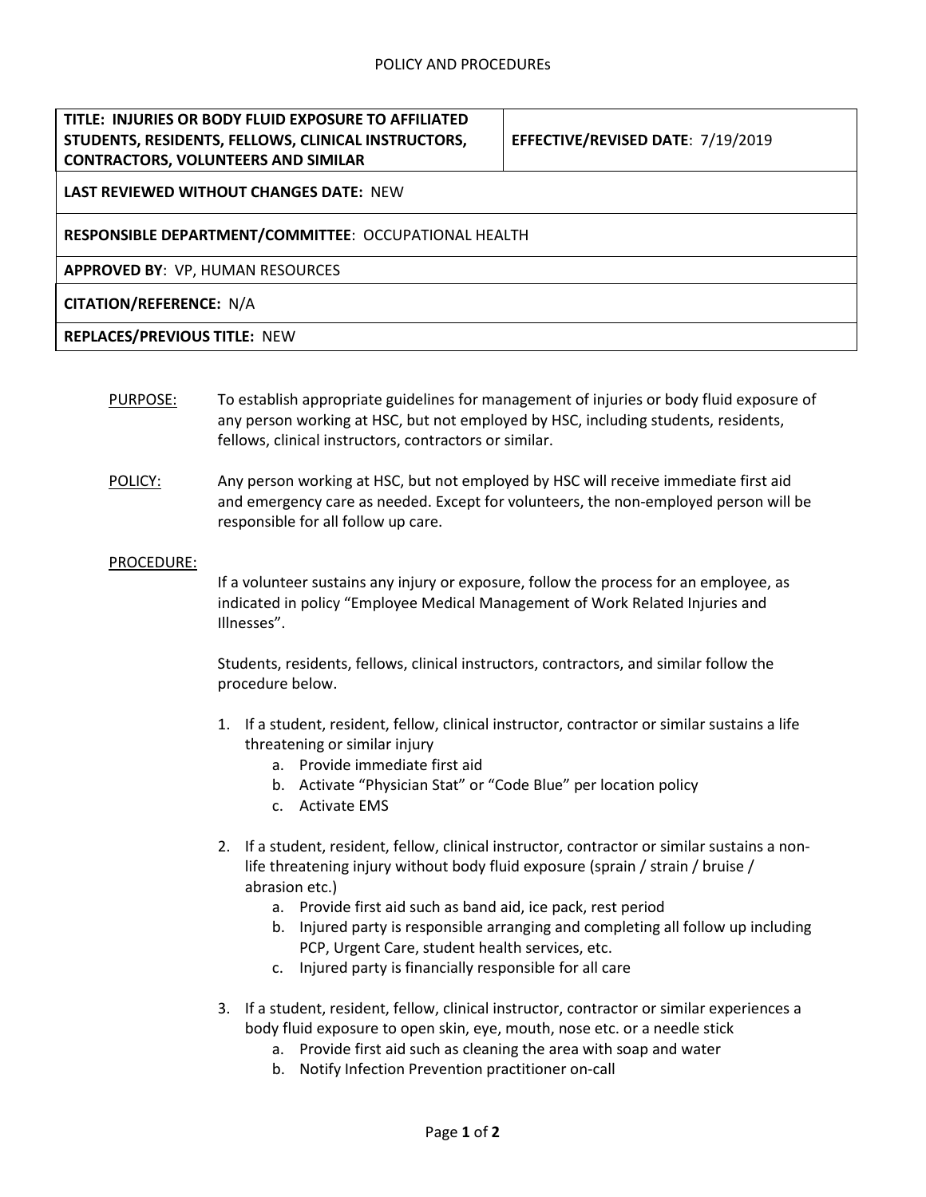POLICY AND PROCEDUREs

| TITLE: INJURIES OR BODY FLUID EXPOSURE TO AFFILIATED STUDENTS, RESIDENTS, FELLOWS, CLINICAL INSTRUCTORS, CONTRACTORS, VOLUNTEERS AND SIMILAR | EFFECTIVE/REVISED DATE: 7/19/2019 |
|---|---|
| **LAST REVIEWED WITHOUT CHANGES DATE:** NEW | |
| **RESPONSIBLE DEPARTMENT/COMMITTEE**: OCCUPATIONAL HEALTH | |
| **APPROVED BY**: VP, HUMAN RESOURCES | |
| **CITATION/REFERENCE:** N/A | |
| **REPLACES/PREVIOUS TITLE:** NEW | |

PURPOSE: To establish appropriate guidelines for management of injuries or body fluid exposure of any person working at HSC, but not employed by HSC, including students, residents, fellows, clinical instructors, contractors or similar.

POLICY: Any person working at HSC, but not employed by HSC will receive immediate first aid and emergency care as needed. Except for volunteers, the non-employed person will be responsible for all follow up care.

PROCEDURE:

If a volunteer sustains any injury or exposure, follow the process for an employee, as indicated in policy "Employee Medical Management of Work Related Injuries and Illnesses".

Students, residents, fellows, clinical instructors, contractors, and similar follow the procedure below.

1. If a student, resident, fellow, clinical instructor, contractor or similar sustains a life threatening or similar injury
   a. Provide immediate first aid
   b. Activate "Physician Stat" or "Code Blue" per location policy
   c. Activate EMS

2. If a student, resident, fellow, clinical instructor, contractor or similar sustains a non-life threatening injury without body fluid exposure (sprain / strain / bruise / abrasion etc.)
   a. Provide first aid such as band aid, ice pack, rest period
   b. Injured party is responsible arranging and completing all follow up including PCP, Urgent Care, student health services, etc.
   c. Injured party is financially responsible for all care

3. If a student, resident, fellow, clinical instructor, contractor or similar experiences a body fluid exposure to open skin, eye, mouth, nose etc. or a needle stick
   a. Provide first aid such as cleaning the area with soap and water
   b. Notify Infection Prevention practitioner on-call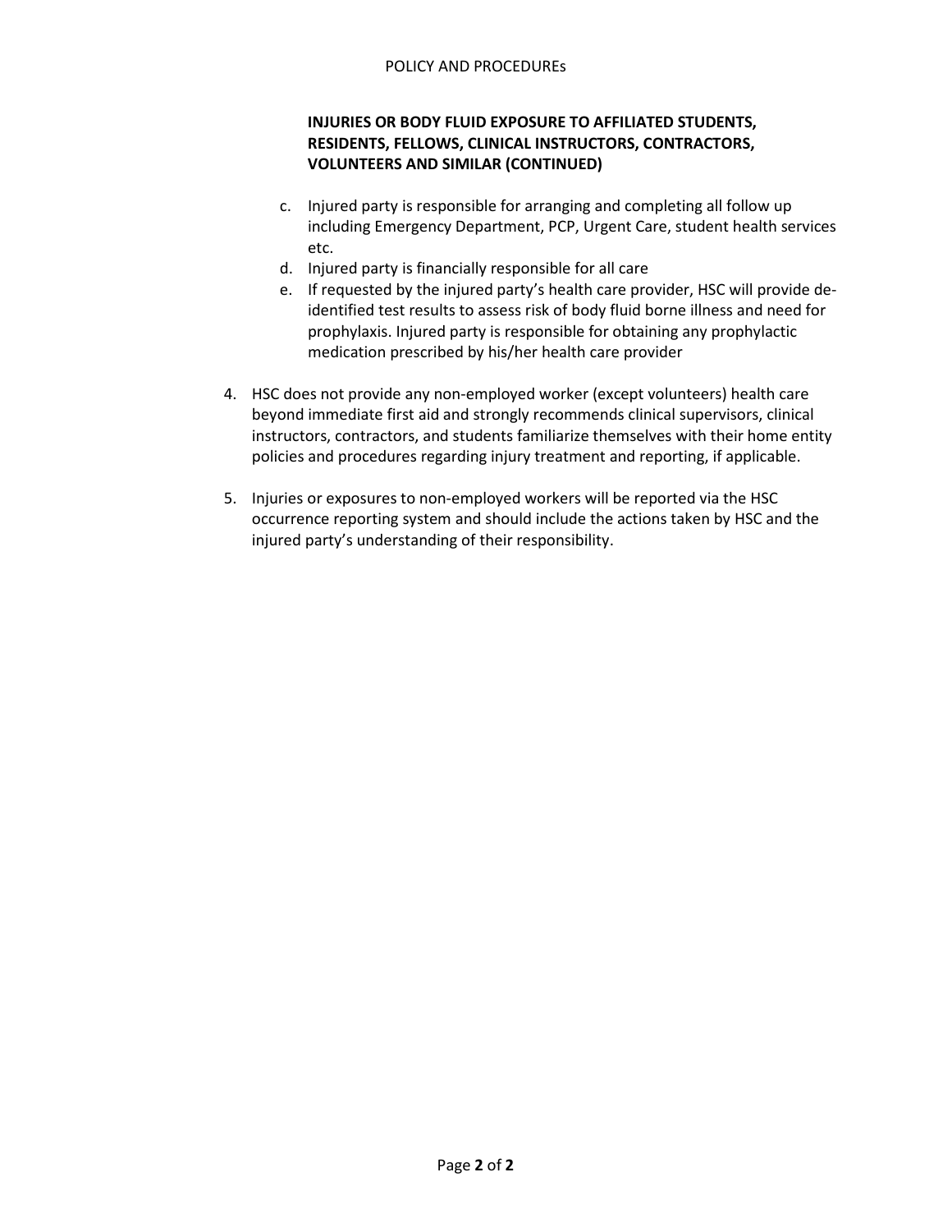**INJURIES OR BODY FLUID EXPOSURE TO AFFILIATED STUDENTS, RESIDENTS, FELLOWS, CLINICAL INSTRUCTORS, CONTRACTORS, VOLUNTEERS AND SIMILAR (CONTINUED)**

c. Injured party is responsible for arranging and completing all follow up including Emergency Department, PCP, Urgent Care, student health services etc.

d. Injured party is financially responsible for all care

e. If requested by the injured party's health care provider, HSC will provide de-identified test results to assess risk of body fluid borne illness and need for prophylaxis. Injured party is responsible for obtaining any prophylactic medication prescribed by his/her health care provider

4. HSC does not provide any non-employed worker (except volunteers) health care beyond immediate first aid and strongly recommends clinical supervisors, clinical instructors, contractors, and students familiarize themselves with their home entity policies and procedures regarding injury treatment and reporting, if applicable.

5. Injuries or exposures to non-employed workers will be reported via the HSC occurrence reporting system and should include the actions taken by HSC and the injured party's understanding of their responsibility.